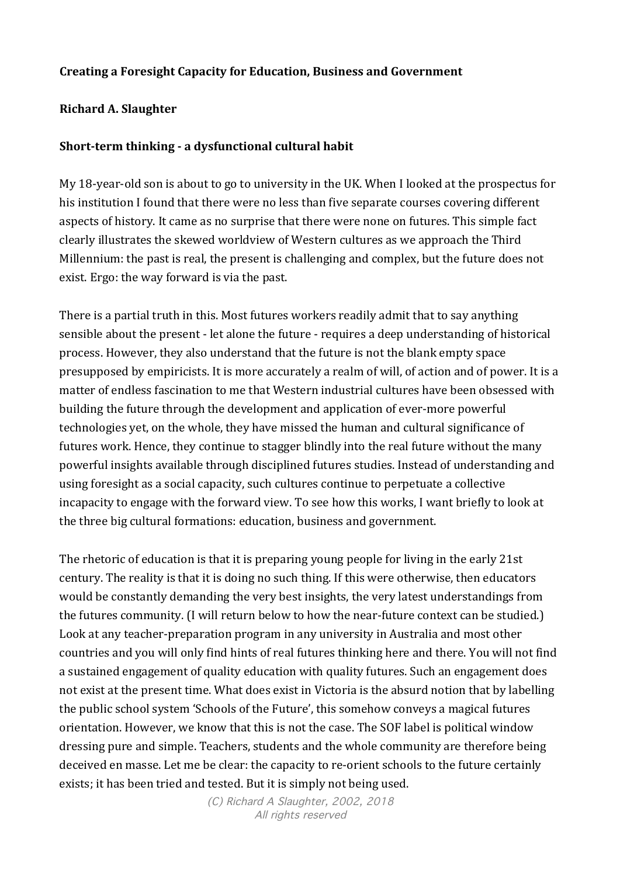**Creating a Foresight Capacity for Education, Business and Government**

**Richard A. Slaughter**

**Short-term thinking - a dysfunctional cultural habit**

My 18-year-old son is about to go to university in the UK. When I looked at the prospectus for his institution I found that there were no less than five separate courses covering different aspects of history. It came as no surprise that there were none on futures. This simple fact clearly illustrates the skewed worldview of Western cultures as we approach the Third Millennium: the past is real, the present is challenging and complex, but the future does not exist. Ergo: the way forward is via the past.

There is a partial truth in this. Most futures workers readily admit that to say anything sensible about the present - let alone the future - requires a deep understanding of historical process. However, they also understand that the future is not the blank empty space presupposed by empiricists. It is more accurately a realm of will, of action and of power. It is a matter of endless fascination to me that Western industrial cultures have been obsessed with building the future through the development and application of ever-more powerful technologies yet, on the whole, they have missed the human and cultural significance of futures work. Hence, they continue to stagger blindly into the real future without the many powerful insights available through disciplined futures studies. Instead of understanding and using foresight as a social capacity, such cultures continue to perpetuate a collective incapacity to engage with the forward view. To see how this works, I want briefly to look at the three big cultural formations: education, business and government.

The rhetoric of education is that it is preparing young people for living in the early 21st century. The reality is that it is doing no such thing. If this were otherwise, then educators would be constantly demanding the very best insights, the very latest understandings from the futures community. (I will return below to how the near-future context can be studied.) Look at any teacher-preparation program in any university in Australia and most other countries and you will only find hints of real futures thinking here and there. You will not find a sustained engagement of quality education with quality futures. Such an engagement does not exist at the present time. What does exist in Victoria is the absurd notion that by labelling the public school system 'Schools of the Future', this somehow conveys a magical futures orientation. However, we know that this is not the case. The SOF label is political window dressing pure and simple. Teachers, students and the whole community are therefore being deceived en masse. Let me be clear: the capacity to re-orient schools to the future certainly exists; it has been tried and tested. But it is simply not being used.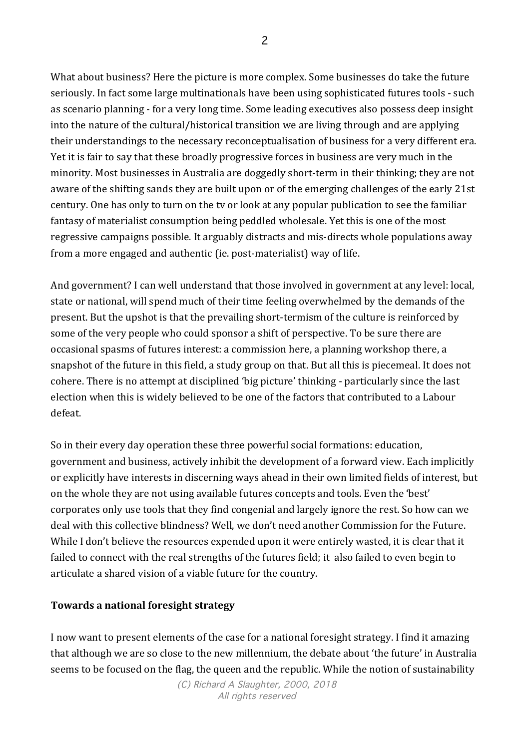What about business? Here the picture is more complex. Some businesses do take the future seriously. In fact some large multinationals have been using sophisticated futures tools - such as scenario planning - for a very long time. Some leading executives also possess deep insight into the nature of the cultural/historical transition we are living through and are applying their understandings to the necessary reconceptualisation of business for a very different era. Yet it is fair to say that these broadly progressive forces in business are very much in the minority. Most businesses in Australia are doggedly short-term in their thinking; they are not aware of the shifting sands they are built upon or of the emerging challenges of the early 21st century. One has only to turn on the tv or look at any popular publication to see the familiar fantasy of materialist consumption being peddled wholesale. Yet this is one of the most regressive campaigns possible. It arguably distracts and mis-directs whole populations away from a more engaged and authentic (ie. post-materialist) way of life.

And government? I can well understand that those involved in government at any level: local, state or national, will spend much of their time feeling overwhelmed by the demands of the present. But the upshot is that the prevailing short-termism of the culture is reinforced by some of the very people who could sponsor a shift of perspective. To be sure there are occasional spasms of futures interest: a commission here, a planning workshop there, a snapshot of the future in this field, a study group on that. But all this is piecemeal. It does not cohere. There is no attempt at disciplined 'big picture' thinking - particularly since the last election when this is widely believed to be one of the factors that contributed to a Labour defeat.

So in their every day operation these three powerful social formations: education, government and business, actively inhibit the development of a forward view. Each implicitly or explicitly have interests in discerning ways ahead in their own limited fields of interest, but on the whole they are not using available futures concepts and tools. Even the 'best' corporates only use tools that they find congenial and largely ignore the rest. So how can we deal with this collective blindness? Well, we don't need another Commission for the Future. While I don't believe the resources expended upon it were entirely wasted, it is clear that it failed to connect with the real strengths of the futures field; it also failed to even begin to articulate a shared vision of a viable future for the country.

## Towards a national foresight strategy

I now want to present elements of the case for a national foresight strategy. I find it amazing that although we are so close to the new millennium, the debate about 'the future' in Australia seems to be focused on the flag, the queen and the republic. While the notion of sustainability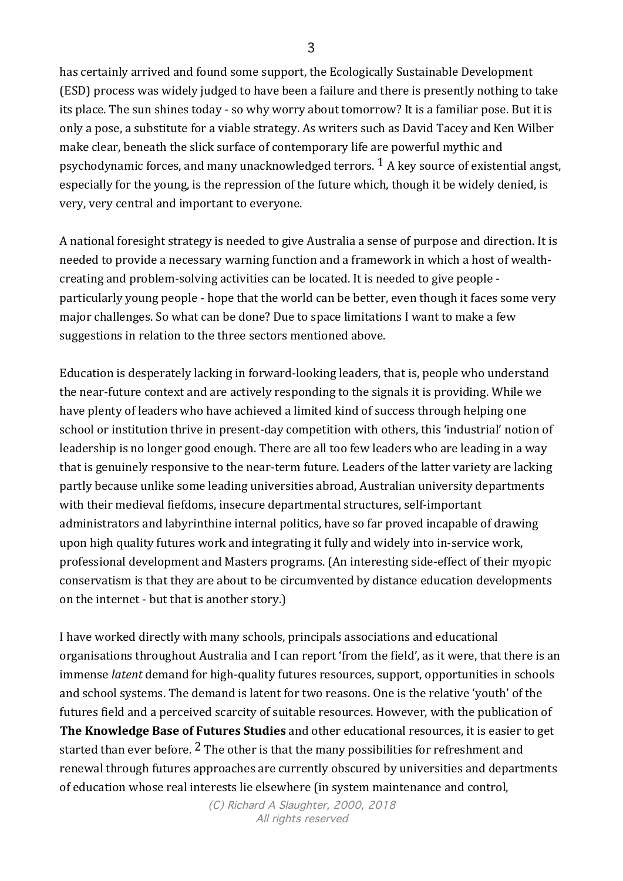has certainly arrived and found some support, the Ecologically Sustainable Development (ESD) process was widely judged to have been a failure and there is presently nothing to take its place. The sun shines today - so why worry about tomorrow? It is a familiar pose. But it is only a pose, a substitute for a viable strategy. As writers such as David Tacey and Ken Wilber make clear, beneath the slick surface of contemporary life are powerful mythic and psychodynamic forces, and many unacknowledged terrors. [1] A key source of existential angst, especially for the young, is the repression of the future which, though it be widely denied, is very, very central and important to everyone.

A national foresight strategy is needed to give Australia a sense of purpose and direction. It is needed to provide a necessary warning function and a framework in which a host of wealth-creating and problem-solving activities can be located. It is needed to give people - particularly young people - hope that the world can be better, even though it faces some very major challenges. So what can be done? Due to space limitations I want to make a few suggestions in relation to the three sectors mentioned above.

Education is desperately lacking in forward-looking leaders, that is, people who understand the near-future context and are actively responding to the signals it is providing. While we have plenty of leaders who have achieved a limited kind of success through helping one school or institution thrive in present-day competition with others, this 'industrial' notion of leadership is no longer good enough. There are all too few leaders who are leading in a way that is genuinely responsive to the near-term future. Leaders of the latter variety are lacking partly because unlike some leading universities abroad, Australian university departments with their medieval fiefdoms, insecure departmental structures, self-important administrators and labyrinthine internal politics, have so far proved incapable of drawing upon high quality futures work and integrating it fully and widely into in-service work, professional development and Masters programs. (An interesting side-effect of their myopic conservatism is that they are about to be circumvented by distance education developments on the internet - but that is another story.)

I have worked directly with many schools, principals associations and educational organisations throughout Australia and I can report 'from the field', as it were, that there is an immense *latent* demand for high-quality futures resources, support, opportunities in schools and school systems. The demand is latent for two reasons. One is the relative 'youth' of the futures field and a perceived scarcity of suitable resources. However, with the publication of **The Knowledge Base of Futures Studies** and other educational resources, it is easier to get started than ever before. [2] The other is that the many possibilities for refreshment and renewal through futures approaches are currently obscured by universities and departments of education whose real interests lie elsewhere (in system maintenance and control,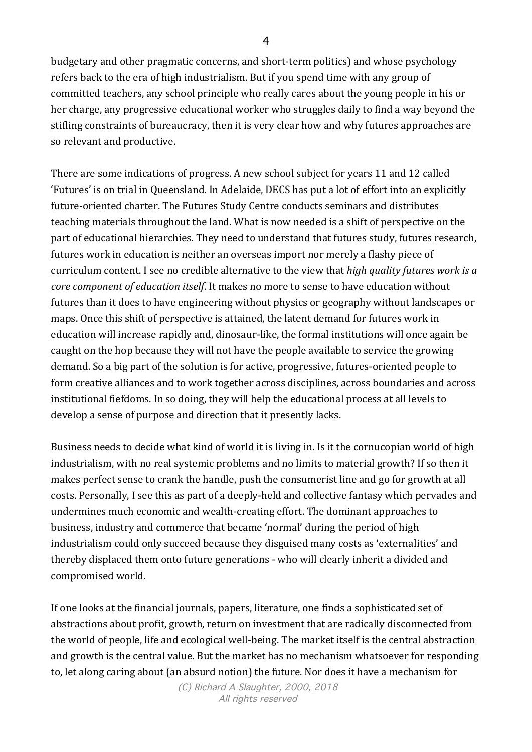budgetary and other pragmatic concerns, and short-term politics) and whose psychology refers back to the era of high industrialism. But if you spend time with any group of committed teachers, any school principle who really cares about the young people in his or her charge, any progressive educational worker who struggles daily to find a way beyond the stifling constraints of bureaucracy, then it is very clear how and why futures approaches are so relevant and productive.

There are some indications of progress. A new school subject for years 11 and 12 called 'Futures' is on trial in Queensland. In Adelaide, DECS has put a lot of effort into an explicitly future-oriented charter. The Futures Study Centre conducts seminars and distributes teaching materials throughout the land. What is now needed is a shift of perspective on the part of educational hierarchies. They need to understand that futures study, futures research, futures work in education is neither an overseas import nor merely a flashy piece of curriculum content. I see no credible alternative to the view that *high quality futures work is a core component of education itself*. It makes no more to sense to have education without futures than it does to have engineering without physics or geography without landscapes or maps. Once this shift of perspective is attained, the latent demand for futures work in education will increase rapidly and, dinosaur-like, the formal institutions will once again be caught on the hop because they will not have the people available to service the growing demand. So a big part of the solution is for active, progressive, futures-oriented people to form creative alliances and to work together across disciplines, across boundaries and across institutional fiefdoms. In so doing, they will help the educational process at all levels to develop a sense of purpose and direction that it presently lacks.

Business needs to decide what kind of world it is living in. Is it the cornucopian world of high industrialism, with no real systemic problems and no limits to material growth? If so then it makes perfect sense to crank the handle, push the consumerist line and go for growth at all costs. Personally, I see this as part of a deeply-held and collective fantasy which pervades and undermines much economic and wealth-creating effort. The dominant approaches to business, industry and commerce that became 'normal' during the period of high industrialism could only succeed because they disguised many costs as 'externalities' and thereby displaced them onto future generations - who will clearly inherit a divided and compromised world.

If one looks at the financial journals, papers, literature, one finds a sophisticated set of abstractions about profit, growth, return on investment that are radically disconnected from the world of people, life and ecological well-being. The market itself is the central abstraction and growth is the central value. But the market has no mechanism whatsoever for responding to, let along caring about (an absurd notion) the future. Nor does it have a mechanism for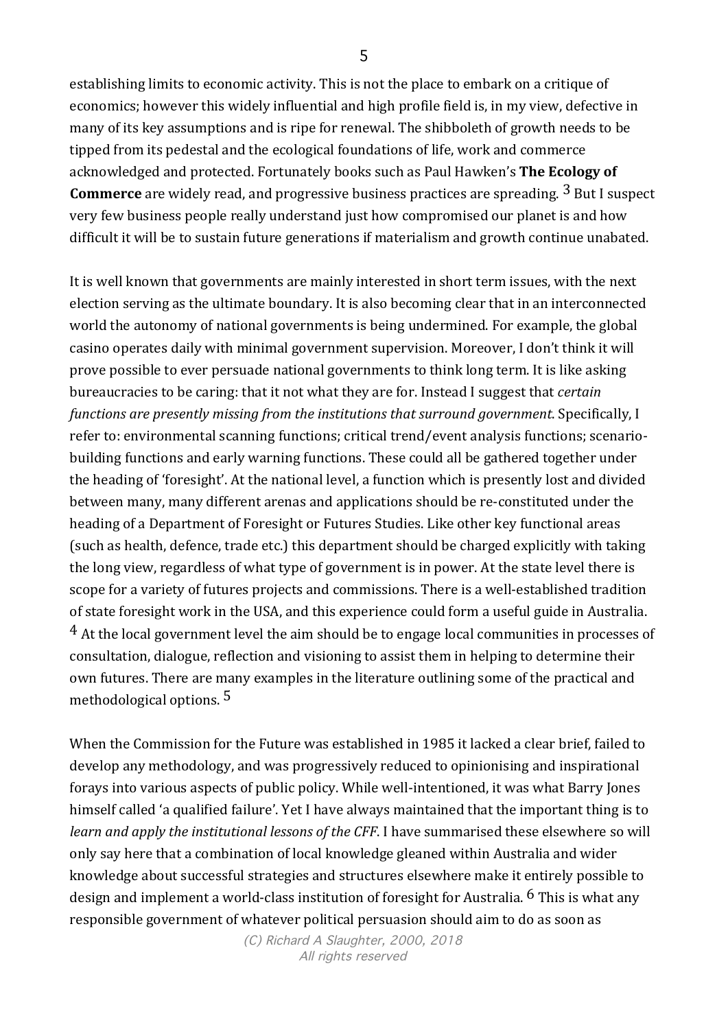establishing limits to economic activity. This is not the place to embark on a critique of economics; however this widely influential and high profile field is, in my view, defective in many of its key assumptions and is ripe for renewal. The shibboleth of growth needs to be tipped from its pedestal and the ecological foundations of life, work and commerce acknowledged and protected. Fortunately books such as Paul Hawken's **The Ecology of Commerce** are widely read, and progressive business practices are spreading. [3] But I suspect very few business people really understand just how compromised our planet is and how difficult it will be to sustain future generations if materialism and growth continue unabated.

It is well known that governments are mainly interested in short term issues, with the next election serving as the ultimate boundary. It is also becoming clear that in an interconnected world the autonomy of national governments is being undermined. For example, the global casino operates daily with minimal government supervision. Moreover, I don't think it will prove possible to ever persuade national governments to think long term. It is like asking bureaucracies to be caring: that it not what they are for. Instead I suggest that *certain functions are presently missing from the institutions that surround government*. Specifically, I refer to: environmental scanning functions; critical trend/event analysis functions; scenario-building functions and early warning functions. These could all be gathered together under the heading of 'foresight'. At the national level, a function which is presently lost and divided between many, many different arenas and applications should be re-constituted under the heading of a Department of Foresight or Futures Studies. Like other key functional areas (such as health, defence, trade etc.) this department should be charged explicitly with taking the long view, regardless of what type of government is in power. At the state level there is scope for a variety of futures projects and commissions. There is a well-established tradition of state foresight work in the USA, and this experience could form a useful guide in Australia. [4] At the local government level the aim should be to engage local communities in processes of consultation, dialogue, reflection and visioning to assist them in helping to determine their own futures. There are many examples in the literature outlining some of the practical and methodological options. [5]

When the Commission for the Future was established in 1985 it lacked a clear brief, failed to develop any methodology, and was progressively reduced to opinionising and inspirational forays into various aspects of public policy. While well-intentioned, it was what Barry Jones himself called 'a qualified failure'. Yet I have always maintained that the important thing is to *learn and apply the institutional lessons of the CFF*. I have summarised these elsewhere so will only say here that a combination of local knowledge gleaned within Australia and wider knowledge about successful strategies and structures elsewhere make it entirely possible to design and implement a world-class institution of foresight for Australia. [6] This is what any responsible government of whatever political persuasion should aim to do as soon as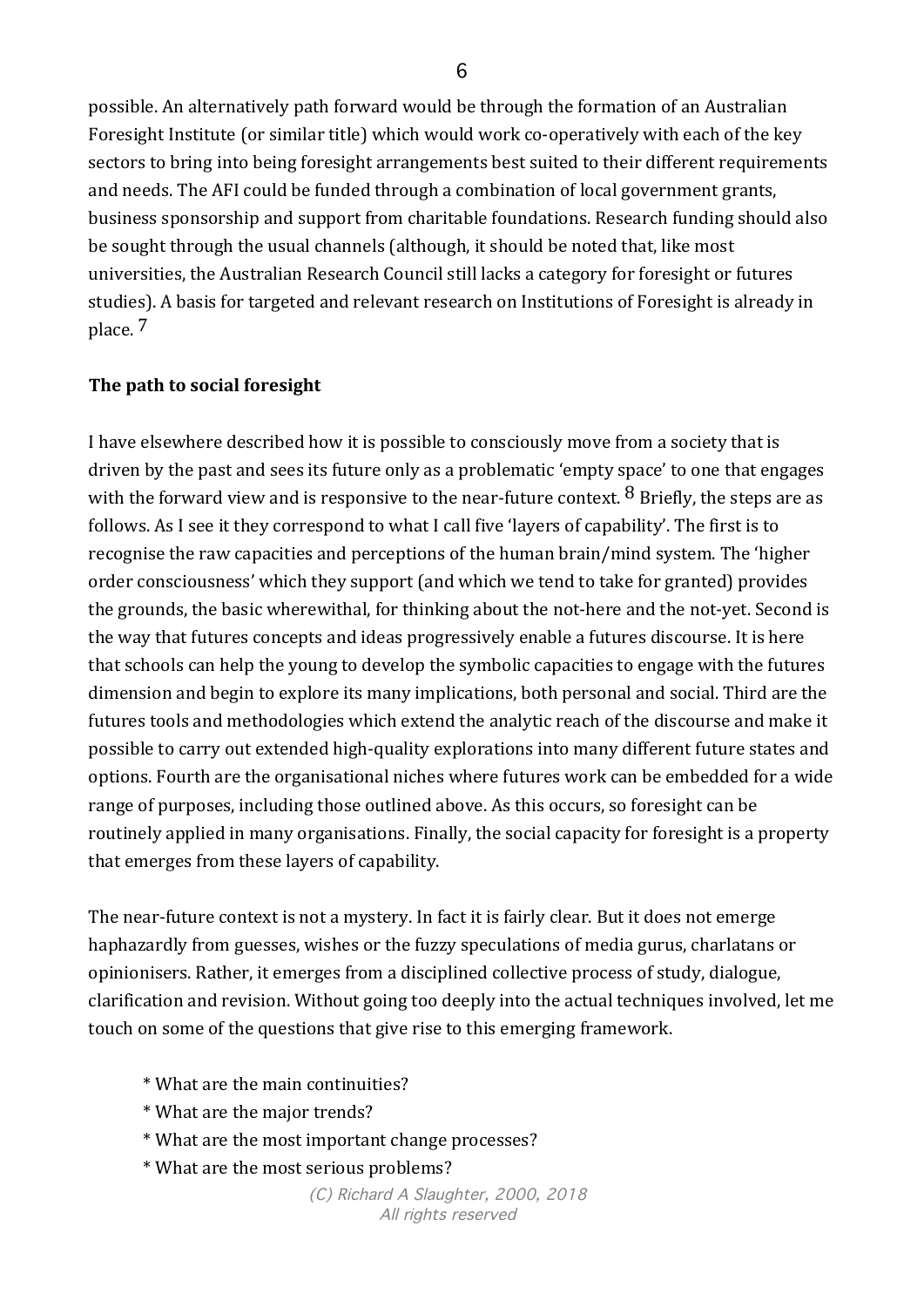possible. An alternatively path forward would be through the formation of an Australian Foresight Institute (or similar title) which would work co-operatively with each of the key sectors to bring into being foresight arrangements best suited to their different requirements and needs. The AFI could be funded through a combination of local government grants, business sponsorship and support from charitable foundations. Research funding should also be sought through the usual channels (although, it should be noted that, like most universities, the Australian Research Council still lacks a category for foresight or futures studies). A basis for targeted and relevant research on Institutions of Foresight is already in place. [7]

**The path to social foresight**

I have elsewhere described how it is possible to consciously move from a society that is driven by the past and sees its future only as a problematic 'empty space' to one that engages with the forward view and is responsive to the near-future context. [8] Briefly, the steps are as follows. As I see it they correspond to what I call five 'layers of capability'. The first is to recognise the raw capacities and perceptions of the human brain/mind system. The 'higher order consciousness' which they support (and which we tend to take for granted) provides the grounds, the basic wherewithal, for thinking about the not-here and the not-yet. Second is the way that futures concepts and ideas progressively enable a futures discourse. It is here that schools can help the young to develop the symbolic capacities to engage with the futures dimension and begin to explore its many implications, both personal and social. Third are the futures tools and methodologies which extend the analytic reach of the discourse and make it possible to carry out extended high-quality explorations into many different future states and options. Fourth are the organisational niches where futures work can be embedded for a wide range of purposes, including those outlined above. As this occurs, so foresight can be routinely applied in many organisations. Finally, the social capacity for foresight is a property that emerges from these layers of capability.

The near-future context is not a mystery. In fact it is fairly clear. But it does not emerge haphazardly from guesses, wishes or the fuzzy speculations of media gurus, charlatans or opinionisers. Rather, it emerges from a disciplined collective process of study, dialogue, clarification and revision. Without going too deeply into the actual techniques involved, let me touch on some of the questions that give rise to this emerging framework.

* What are the main continuities?
* What are the major trends?
* What are the most important change processes?
* What are the most serious problems?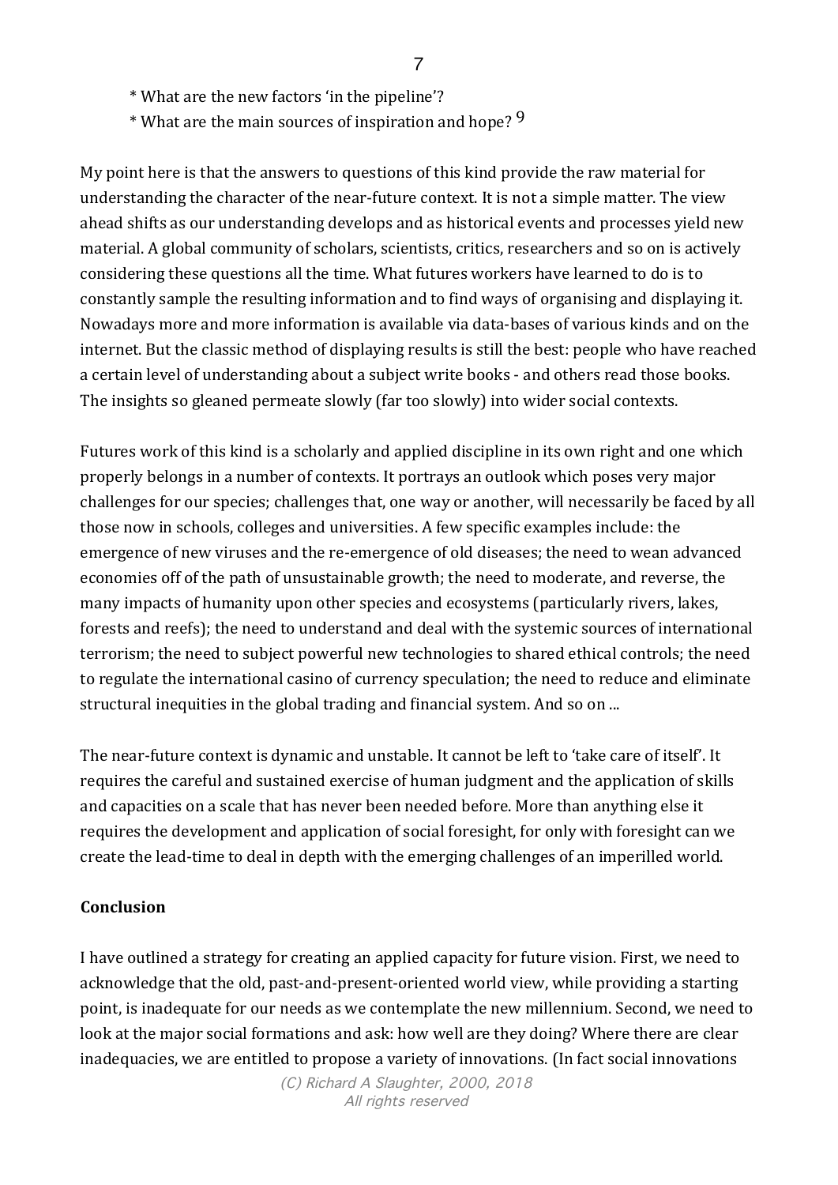* What are the new factors 'in the pipeline'?
* What are the main sources of inspiration and hope? [9]

My point here is that the answers to questions of this kind provide the raw material for understanding the character of the near-future context. It is not a simple matter. The view ahead shifts as our understanding develops and as historical events and processes yield new material. A global community of scholars, scientists, critics, researchers and so on is actively considering these questions all the time. What futures workers have learned to do is to constantly sample the resulting information and to find ways of organising and displaying it. Nowadays more and more information is available via data-bases of various kinds and on the internet. But the classic method of displaying results is still the best: people who have reached a certain level of understanding about a subject write books - and others read those books. The insights so gleaned permeate slowly (far too slowly) into wider social contexts.

Futures work of this kind is a scholarly and applied discipline in its own right and one which properly belongs in a number of contexts. It portrays an outlook which poses very major challenges for our species; challenges that, one way or another, will necessarily be faced by all those now in schools, colleges and universities. A few specific examples include: the emergence of new viruses and the re-emergence of old diseases; the need to wean advanced economies off of the path of unsustainable growth; the need to moderate, and reverse, the many impacts of humanity upon other species and ecosystems (particularly rivers, lakes, forests and reefs); the need to understand and deal with the systemic sources of international terrorism; the need to subject powerful new technologies to shared ethical controls; the need to regulate the international casino of currency speculation; the need to reduce and eliminate structural inequities in the global trading and financial system. And so on ...

The near-future context is dynamic and unstable. It cannot be left to 'take care of itself'. It requires the careful and sustained exercise of human judgment and the application of skills and capacities on a scale that has never been needed before. More than anything else it requires the development and application of social foresight, for only with foresight can we create the lead-time to deal in depth with the emerging challenges of an imperilled world.

**Conclusion**

I have outlined a strategy for creating an applied capacity for future vision. First, we need to acknowledge that the old, past-and-present-oriented world view, while providing a starting point, is inadequate for our needs as we contemplate the new millennium. Second, we need to look at the major social formations and ask: how well are they doing? Where there are clear inadequacies, we are entitled to propose a variety of innovations. (In fact social innovations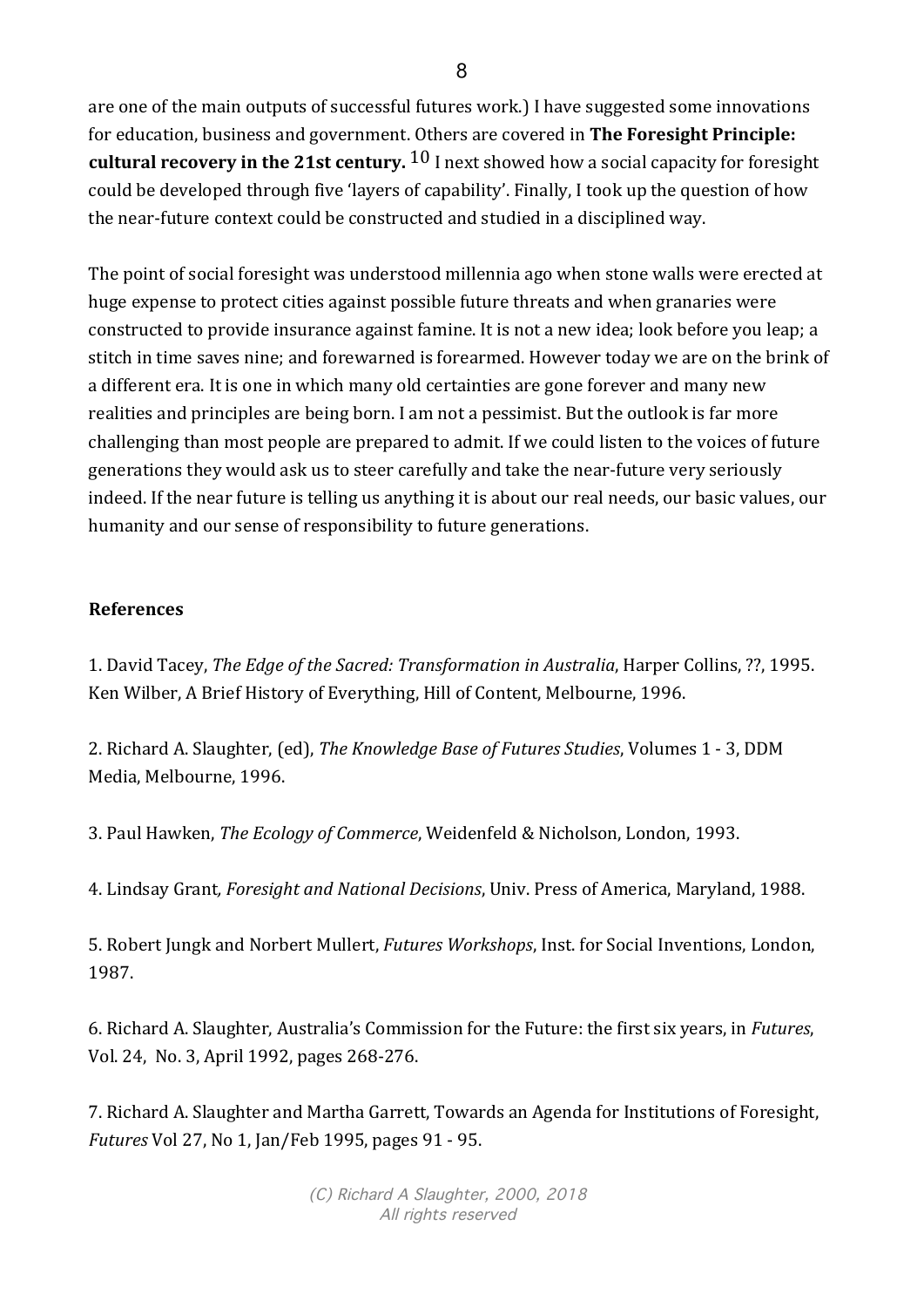are one of the main outputs of successful futures work.) I have suggested some innovations for education, business and government. Others are covered in **The Foresight Principle: cultural recovery in the 21st century.** [10] I next showed how a social capacity for foresight could be developed through five 'layers of capability'. Finally, I took up the question of how the near-future context could be constructed and studied in a disciplined way.

The point of social foresight was understood millennia ago when stone walls were erected at huge expense to protect cities against possible future threats and when granaries were constructed to provide insurance against famine. It is not a new idea; look before you leap; a stitch in time saves nine; and forewarned is forearmed. However today we are on the brink of a different era. It is one in which many old certainties are gone forever and many new realities and principles are being born. I am not a pessimist. But the outlook is far more challenging than most people are prepared to admit. If we could listen to the voices of future generations they would ask us to steer carefully and take the near-future very seriously indeed. If the near future is telling us anything it is about our real needs, our basic values, our humanity and our sense of responsibility to future generations.

## References

1. David Tacey, *The Edge of the Sacred: Transformation in Australia*, Harper Collins, ??, 1995. Ken Wilber, A Brief History of Everything, Hill of Content, Melbourne, 1996.

2. Richard A. Slaughter, (ed), *The Knowledge Base of Futures Studies*, Volumes 1 - 3, DDM Media, Melbourne, 1996.

3. Paul Hawken, *The Ecology of Commerce*, Weidenfeld & Nicholson, London, 1993.

4. Lindsay Grant*, Foresight and National Decisions*, Univ. Press of America, Maryland, 1988.

5. Robert Jungk and Norbert Mullert, *Futures Workshops*, Inst. for Social Inventions, London, 1987.

6. Richard A. Slaughter, Australia's Commission for the Future: the first six years, in *Futures*, Vol. 24, No. 3, April 1992, pages 268-276.

7. Richard A. Slaughter and Martha Garrett, Towards an Agenda for Institutions of Foresight, *Futures* Vol 27, No 1, Jan/Feb 1995, pages 91 - 95.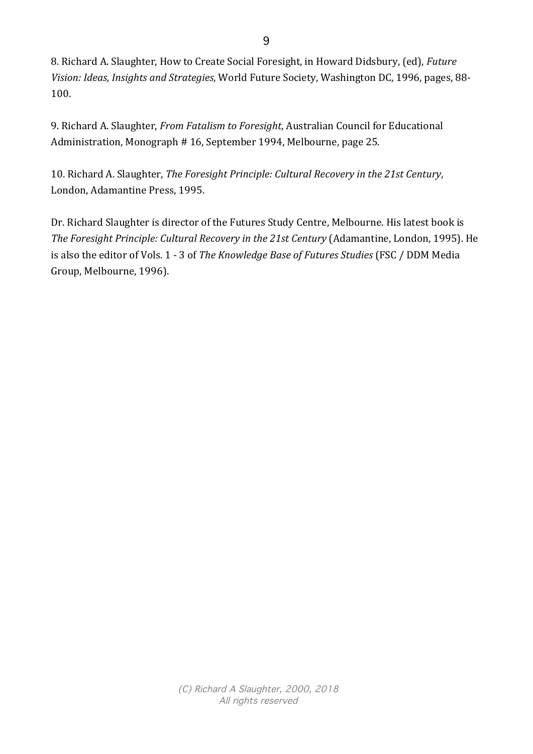8. Richard A. Slaughter, How to Create Social Foresight, in Howard Didsbury, (ed), *Future Vision: Ideas, Insights and Strategies*, World Future Society, Washington DC, 1996, pages, 88-100.

9. Richard A. Slaughter, *From Fatalism to Foresight*, Australian Council for Educational Administration, Monograph # 16, September 1994, Melbourne, page 25.

10. Richard A. Slaughter, *The Foresight Principle: Cultural Recovery in the 21st Century*, London, Adamantine Press, 1995.

Dr. Richard Slaughter is director of the Futures Study Centre, Melbourne. His latest book is *The Foresight Principle: Cultural Recovery in the 21st Century* (Adamantine, London, 1995). He is also the editor of Vols. 1 - 3 of *The Knowledge Base of Futures Studies* (FSC / DDM Media Group, Melbourne, 1996).